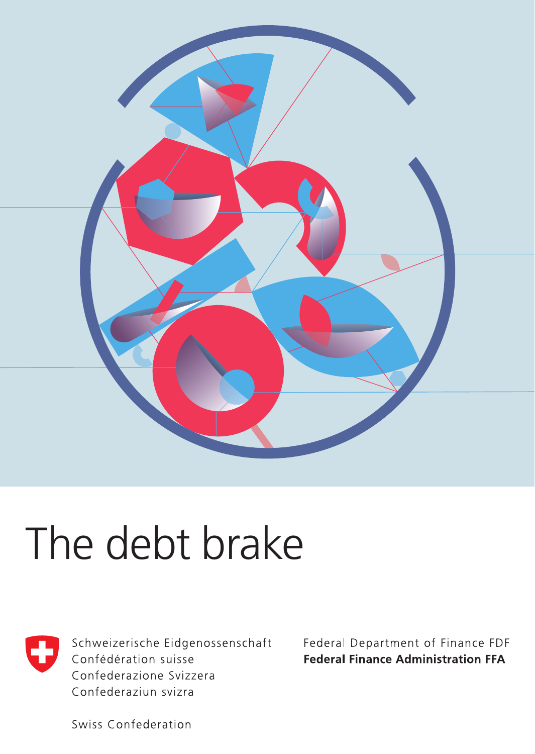# The debt brake

Schweizerische Eidgenossenschaft
Confédération suisse
Confederazione Svizzera
Confederaziun svizra

Swiss Confederation

Federal Department of Finance FDF
**Federal Finance Administration FFA**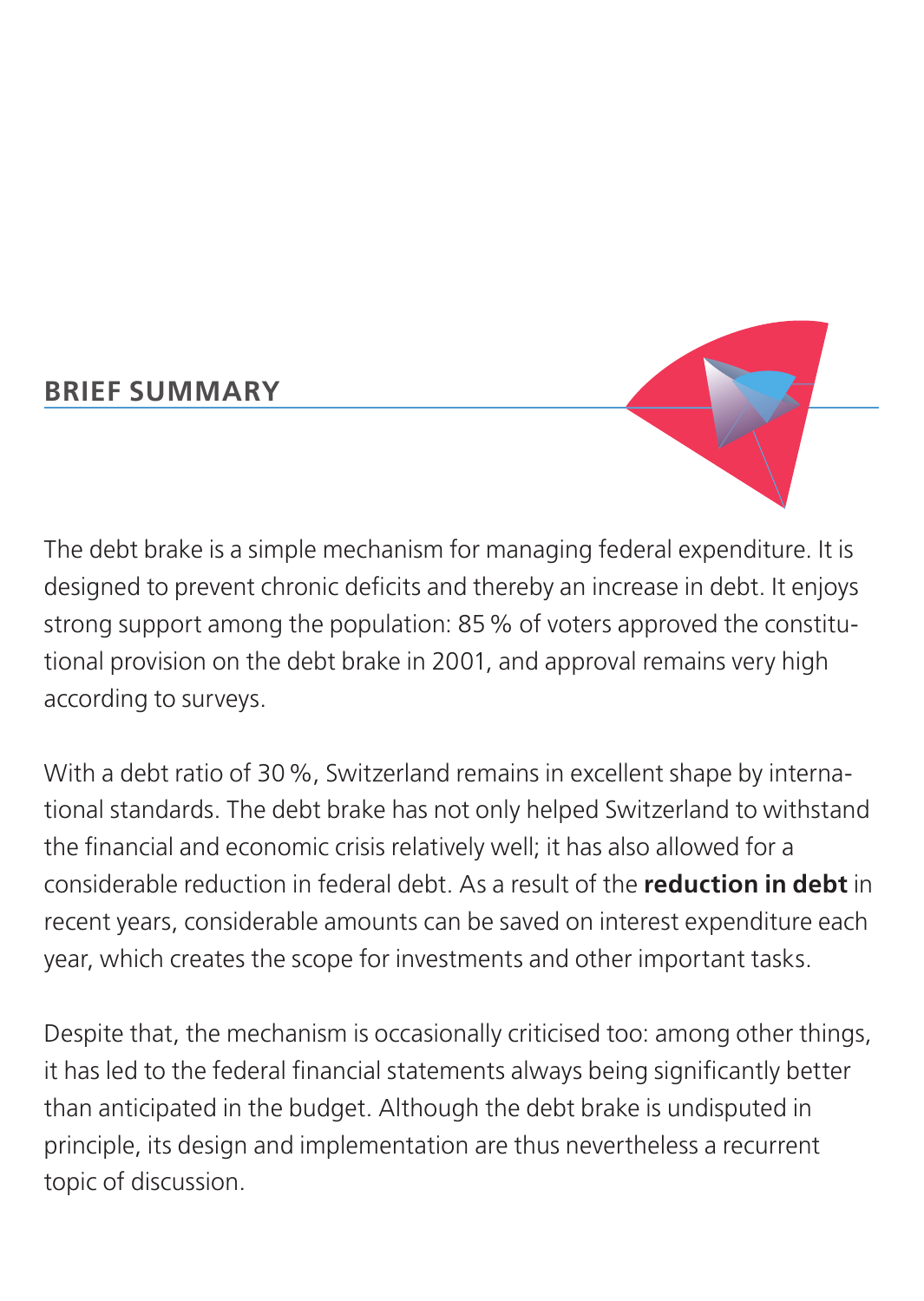## BRIEF SUMMARY

The debt brake is a simple mechanism for managing federal expenditure. It is designed to prevent chronic deficits and thereby an increase in debt. It enjoys strong support among the population: 85 % of voters approved the constitutional provision on the debt brake in 2001, and approval remains very high according to surveys.

With a debt ratio of 30 %, Switzerland remains in excellent shape by international standards. The debt brake has not only helped Switzerland to withstand the financial and economic crisis relatively well; it has also allowed for a considerable reduction in federal debt. As a result of the **reduction in debt** in recent years, considerable amounts can be saved on interest expenditure each year, which creates the scope for investments and other important tasks.

Despite that, the mechanism is occasionally criticised too: among other things, it has led to the federal financial statements always being significantly better than anticipated in the budget. Although the debt brake is undisputed in principle, its design and implementation are thus nevertheless a recurrent topic of discussion.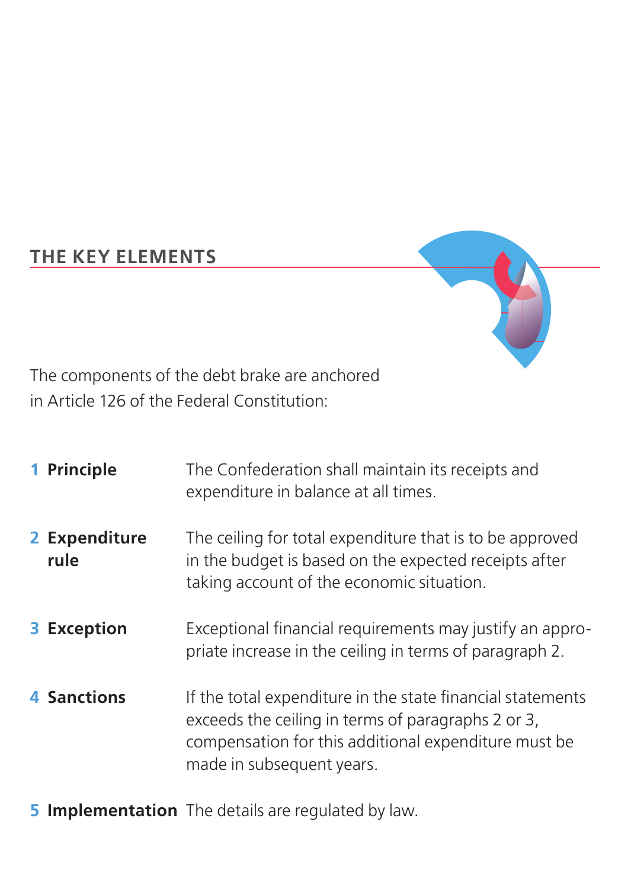## THE KEY ELEMENTS

The components of the debt brake are anchored in Article 126 of the Federal Constitution:

| | |
|---|---|
| **1 Principle** | The Confederation shall maintain its receipts and expenditure in balance at all times. |
| **2 Expenditure rule** | The ceiling for total expenditure that is to be approved in the budget is based on the expected receipts after taking account of the economic situation. |
| **3 Exception** | Exceptional financial requirements may justify an appropriate increase in the ceiling in terms of paragraph 2. |
| **4 Sanctions** | If the total expenditure in the state financial statements exceeds the ceiling in terms of paragraphs 2 or 3, compensation for this additional expenditure must be made in subsequent years. |
| **5 Implementation** | The details are regulated by law. |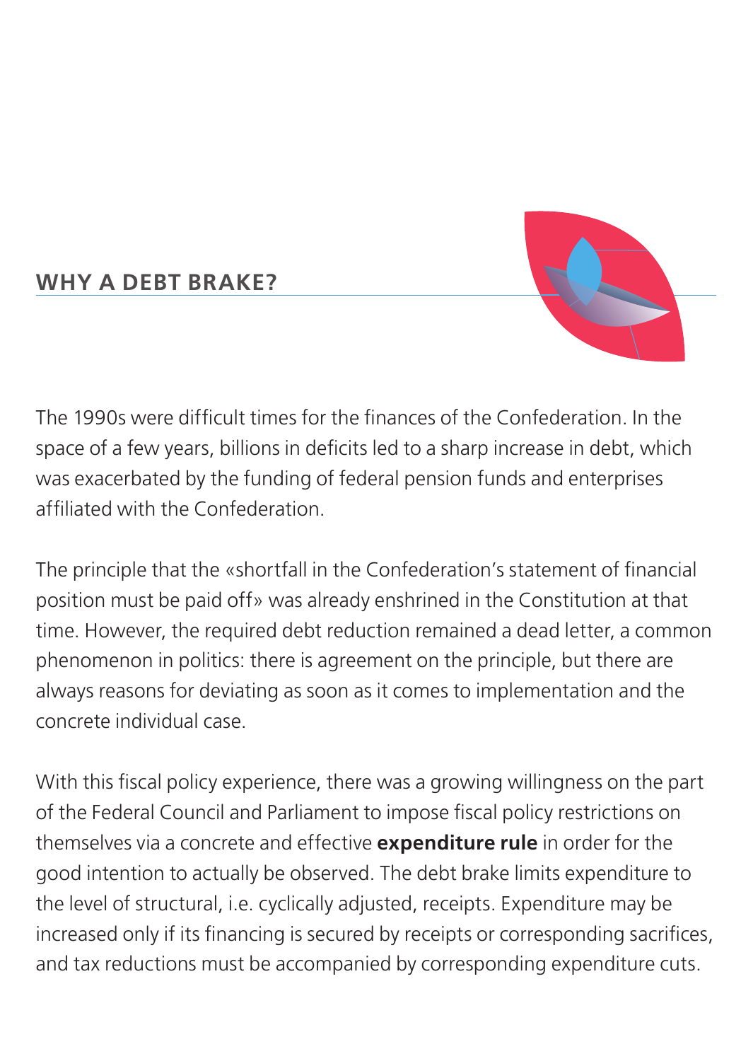## WHY A DEBT BRAKE?

The 1990s were difficult times for the finances of the Confederation. In the space of a few years, billions in deficits led to a sharp increase in debt, which was exacerbated by the funding of federal pension funds and enterprises affiliated with the Confederation.

The principle that the «shortfall in the Confederation's statement of financial position must be paid off» was already enshrined in the Constitution at that time. However, the required debt reduction remained a dead letter, a common phenomenon in politics: there is agreement on the principle, but there are always reasons for deviating as soon as it comes to implementation and the concrete individual case.

With this fiscal policy experience, there was a growing willingness on the part of the Federal Council and Parliament to impose fiscal policy restrictions on themselves via a concrete and effective **expenditure rule** in order for the good intention to actually be observed. The debt brake limits expenditure to the level of structural, i.e. cyclically adjusted, receipts. Expenditure may be increased only if its financing is secured by receipts or corresponding sacrifices, and tax reductions must be accompanied by corresponding expenditure cuts.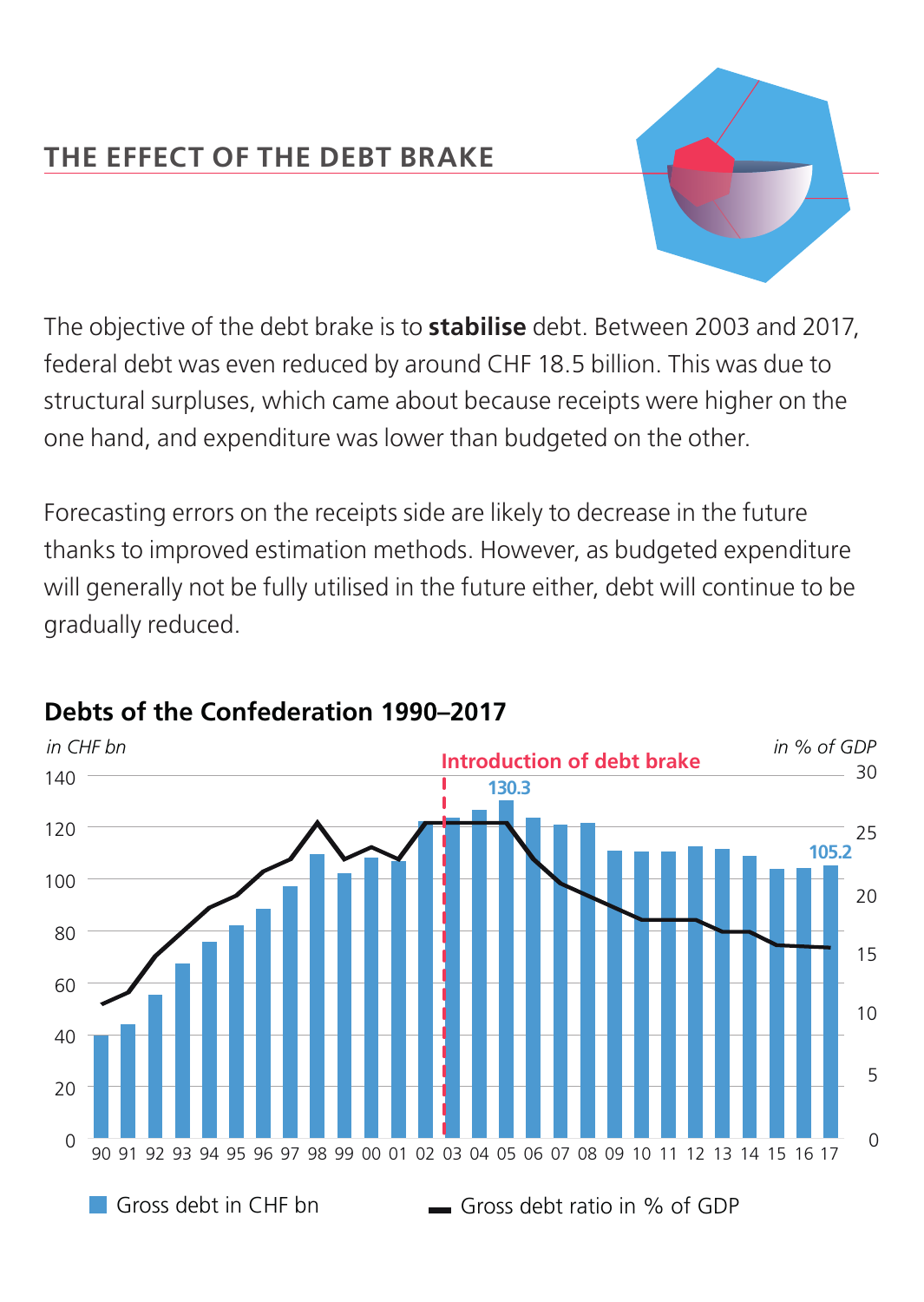## THE EFFECT OF THE DEBT BRAKE

The objective of the debt brake is to **stabilise** debt. Between 2003 and 2017, federal debt was even reduced by around CHF 18.5 billion. This was due to structural surpluses, which came about because receipts were higher on the one hand, and expenditure was lower than budgeted on the other.

Forecasting errors on the receipts side are likely to decrease in the future thanks to improved estimation methods. However, as budgeted expenditure will generally not be fully utilised in the future either, debt will continue to be gradually reduced.

### Debts of the Confederation 1990–2017

*in CHF bn* | *in % of GDP*

Introduction of debt brake

130.3

105.2

Gross debt in CHF bn

Gross debt ratio in % of GDP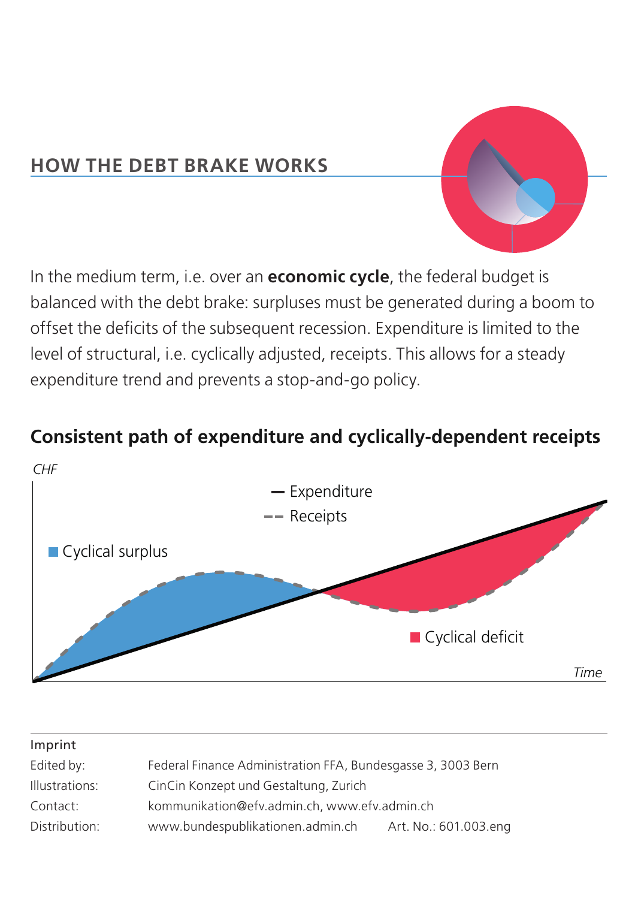## HOW THE DEBT BRAKE WORKS

In the medium term, i.e. over an **economic cycle**, the federal budget is balanced with the debt brake: surpluses must be generated during a boom to offset the deficits of the subsequent recession. Expenditure is limited to the level of structural, i.e. cyclically adjusted, receipts. This allows for a steady expenditure trend and prevents a stop-and-go policy.

### Consistent path of expenditure and cyclically-dependent receipts

*CHF*

Expenditure

Receipts

Cyclical surplus

Cyclical deficit

*Time*

---

Imprint

| | | |
|---|---|---|
| Edited by: | Federal Finance Administration FFA, Bundesgasse 3, 3003 Bern | |
| Illustrations: | CinCin Konzept und Gestaltung, Zurich | |
| Contact: | kommunikation@efv.admin.ch, www.efv.admin.ch | |
| Distribution: | www.bundespublikationen.admin.ch | Art. No.: 601.003.eng |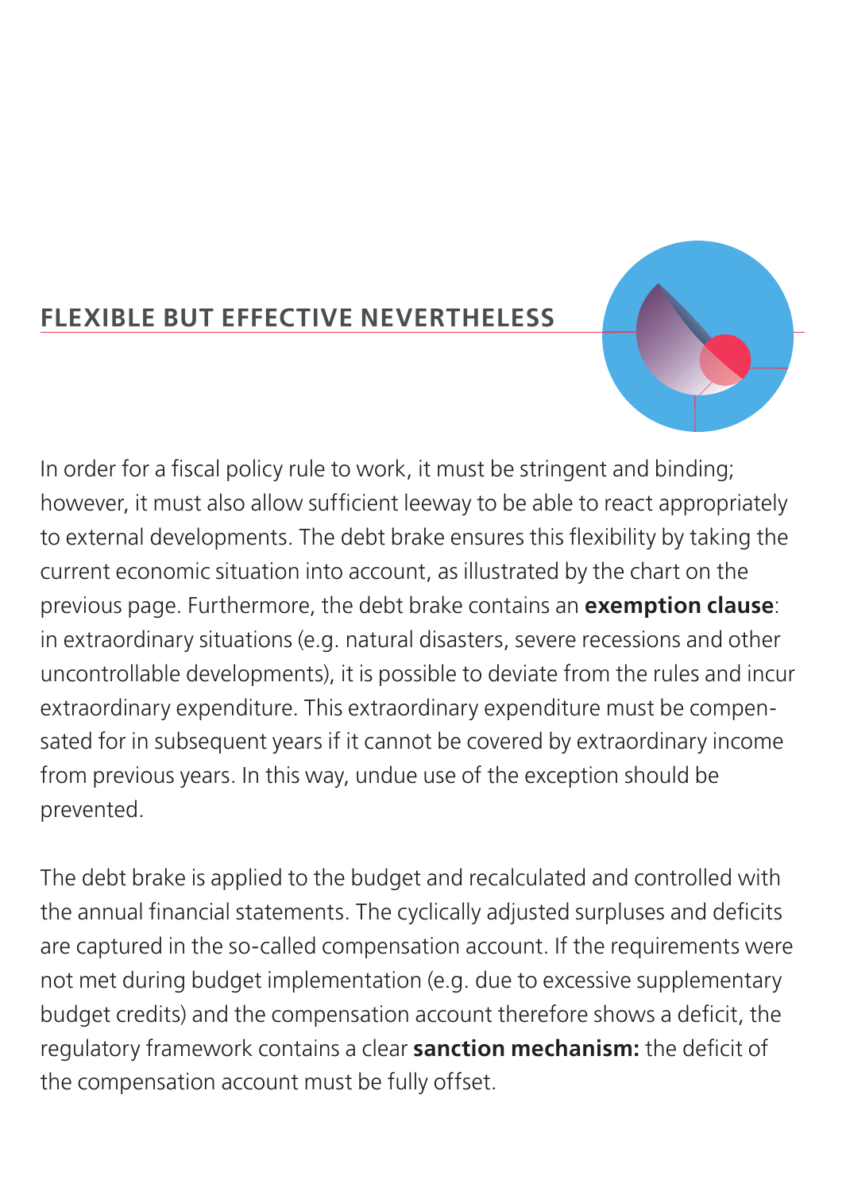## FLEXIBLE BUT EFFECTIVE NEVERTHELESS

In order for a fiscal policy rule to work, it must be stringent and binding; however, it must also allow sufficient leeway to be able to react appropriately to external developments. The debt brake ensures this flexibility by taking the current economic situation into account, as illustrated by the chart on the previous page. Furthermore, the debt brake contains an **exemption clause**: in extraordinary situations (e.g. natural disasters, severe recessions and other uncontrollable developments), it is possible to deviate from the rules and incur extraordinary expenditure. This extraordinary expenditure must be compensated for in subsequent years if it cannot be covered by extraordinary income from previous years. In this way, undue use of the exception should be prevented.

The debt brake is applied to the budget and recalculated and controlled with the annual financial statements. The cyclically adjusted surpluses and deficits are captured in the so-called compensation account. If the requirements were not met during budget implementation (e.g. due to excessive supplementary budget credits) and the compensation account therefore shows a deficit, the regulatory framework contains a clear **sanction mechanism:** the deficit of the compensation account must be fully offset.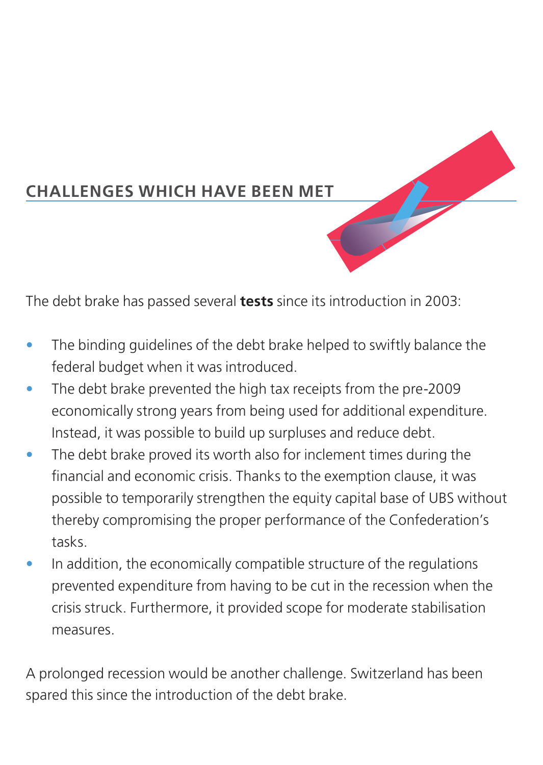## CHALLENGES WHICH HAVE BEEN MET

The debt brake has passed several **tests** since its introduction in 2003:

- The binding guidelines of the debt brake helped to swiftly balance the federal budget when it was introduced.
- The debt brake prevented the high tax receipts from the pre-2009 economically strong years from being used for additional expenditure. Instead, it was possible to build up surpluses and reduce debt.
- The debt brake proved its worth also for inclement times during the financial and economic crisis. Thanks to the exemption clause, it was possible to temporarily strengthen the equity capital base of UBS without thereby compromising the proper performance of the Confederation's tasks.
- In addition, the economically compatible structure of the regulations prevented expenditure from having to be cut in the recession when the crisis struck. Furthermore, it provided scope for moderate stabilisation measures.

A prolonged recession would be another challenge. Switzerland has been spared this since the introduction of the debt brake.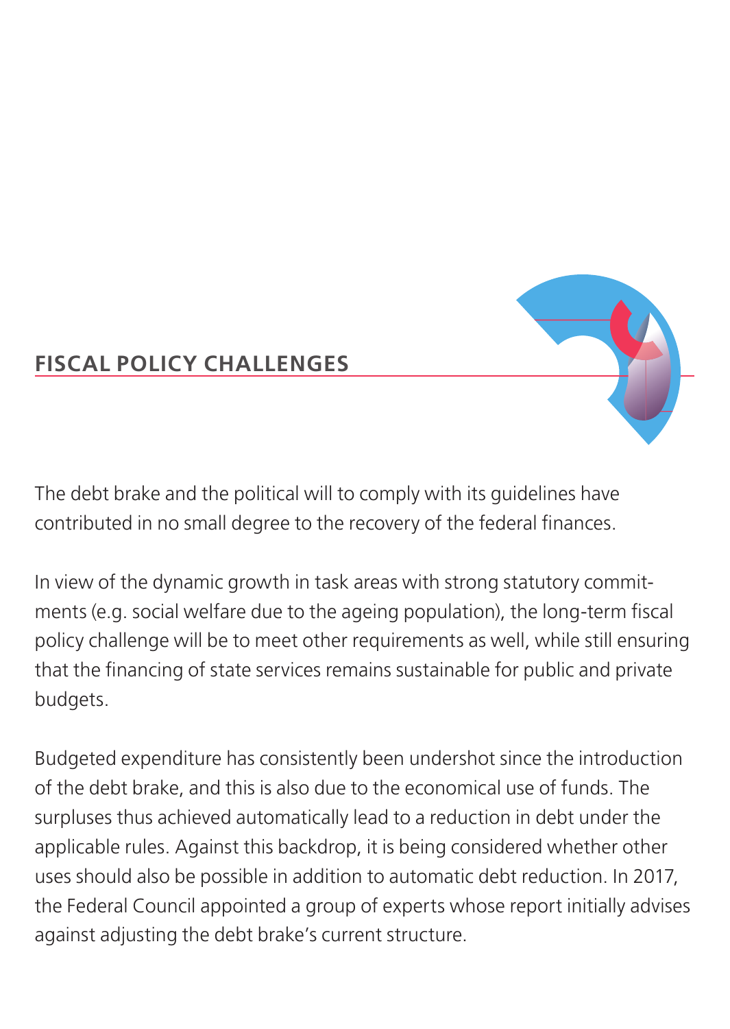## FISCAL POLICY CHALLENGES

The debt brake and the political will to comply with its guidelines have contributed in no small degree to the recovery of the federal finances.

In view of the dynamic growth in task areas with strong statutory commitments (e.g. social welfare due to the ageing population), the long-term fiscal policy challenge will be to meet other requirements as well, while still ensuring that the financing of state services remains sustainable for public and private budgets.

Budgeted expenditure has consistently been undershot since the introduction of the debt brake, and this is also due to the economical use of funds. The surpluses thus achieved automatically lead to a reduction in debt under the applicable rules. Against this backdrop, it is being considered whether other uses should also be possible in addition to automatic debt reduction. In 2017, the Federal Council appointed a group of experts whose report initially advises against adjusting the debt brake's current structure.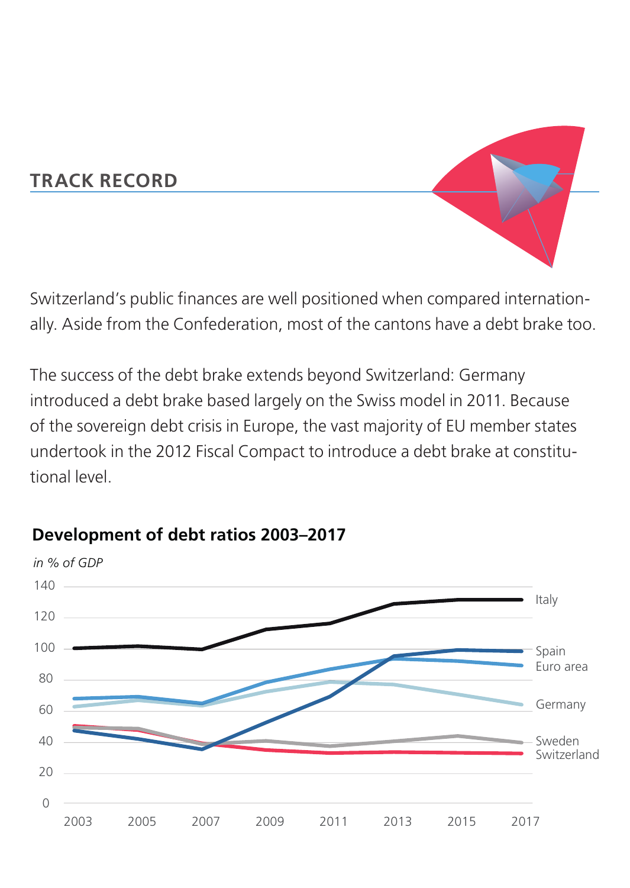## TRACK RECORD

Switzerland's public finances are well positioned when compared internationally. Aside from the Confederation, most of the cantons have a debt brake too.

The success of the debt brake extends beyond Switzerland: Germany introduced a debt brake based largely on the Swiss model in 2011. Because of the sovereign debt crisis in Europe, the vast majority of EU member states undertook in the 2012 Fiscal Compact to introduce a debt brake at constitutional level.

**Development of debt ratios 2003–2017**

*in % of GDP*

140
120
100
80
60
40
20
0

2003 2005 2007 2009 2011 2013 2015 2017

Italy
Spain
Euro area
Germany
Sweden
Switzerland